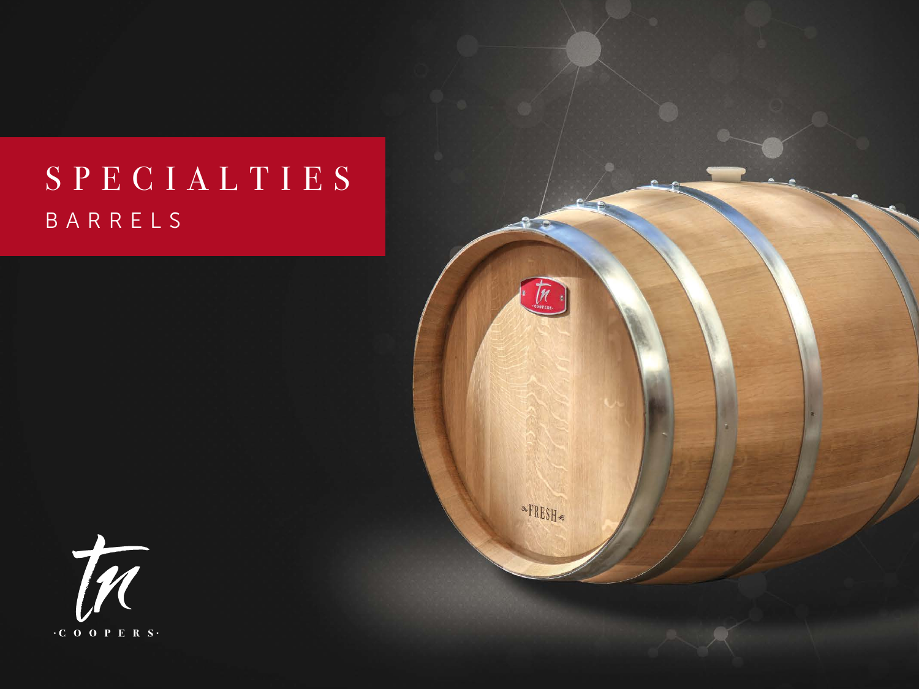# SPECIALTIES

## BARRELS

tn

·COOPERS·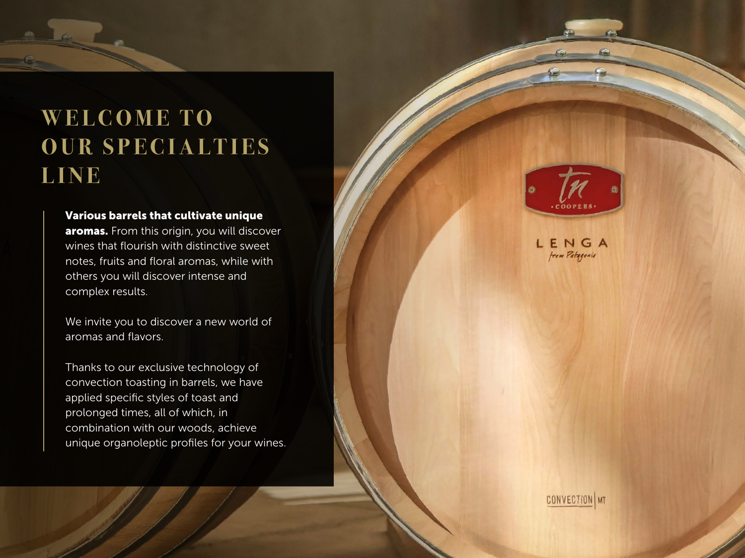# WELCOME TO OUR SPECIALTIES LINE

**Various barrels that cultivate unique aromas.** From this origin, you will discover wines that flourish with distinctive sweet notes, fruits and floral aromas, while with others you will discover intense and complex results.

We invite you to discover a new world of aromas and flavors.

Thanks to our exclusive technology of convection toasting in barrels, we have applied specific styles of toast and prolonged times, all of which, in combination with our woods, achieve unique organoleptic profiles for your wines.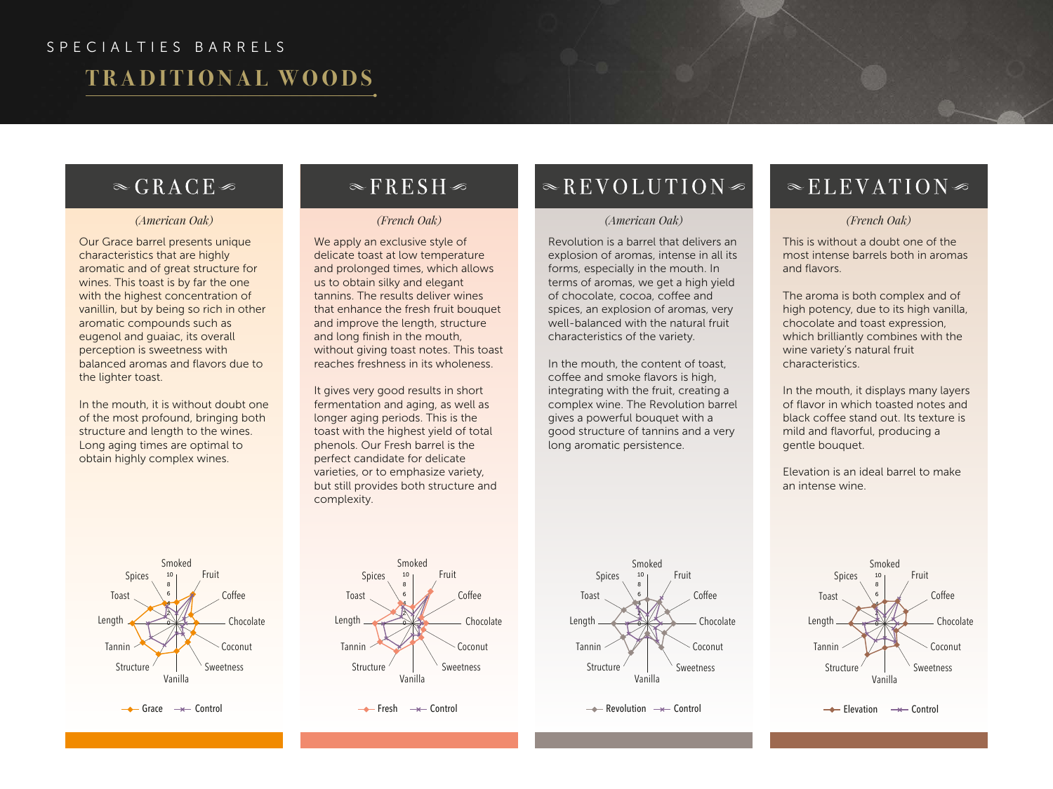SPECIALTIES BARRELS

# TRADITIONAL WOODS

## GRACE

*(American Oak)*

Our Grace barrel presents unique characteristics that are highly aromatic and of great structure for wines. This toast is by far the one with the highest concentration of vanillin, but by being so rich in other aromatic compounds such as eugenol and guaiac, its overall perception is sweetness with balanced aromas and flavors due to the lighter toast.

In the mouth, it is without doubt one of the most profound, bringing both structure and length to the wines. Long aging times are optimal to obtain highly complex wines.

## FRESH

*(French Oak)*

We apply an exclusive style of delicate toast at low temperature and prolonged times, which allows us to obtain silky and elegant tannins. The results deliver wines that enhance the fresh fruit bouquet and improve the length, structure and long finish in the mouth, without giving toast notes. This toast reaches freshness in its wholeness.

It gives very good results in short fermentation and aging, as well as longer aging periods. This is the toast with the highest yield of total phenols. Our Fresh barrel is the perfect candidate for delicate varieties, or to emphasize variety, but still provides both structure and complexity.

## REVOLUTION

*(American Oak)*

Revolution is a barrel that delivers an explosion of aromas, intense in all its forms, especially in the mouth. In terms of aromas, we get a high yield of chocolate, cocoa, coffee and spices, an explosion of aromas, very well-balanced with the natural fruit characteristics of the variety.

In the mouth, the content of toast, coffee and smoke flavors is high, integrating with the fruit, creating a complex wine. The Revolution barrel gives a powerful bouquet with a good structure of tannins and a very long aromatic persistence.

## ELEVATION

*(French Oak)*

This is without a doubt one of the most intense barrels both in aromas and flavors.

The aroma is both complex and of high potency, due to its high vanilla, chocolate and toast expression, which brilliantly combines with the wine variety's natural fruit characteristics.

In the mouth, it displays many layers of flavor in which toasted notes and black coffee stand out. Its texture is mild and flavorful, producing a gentle bouquet.

Elevation is an ideal barrel to make an intense wine.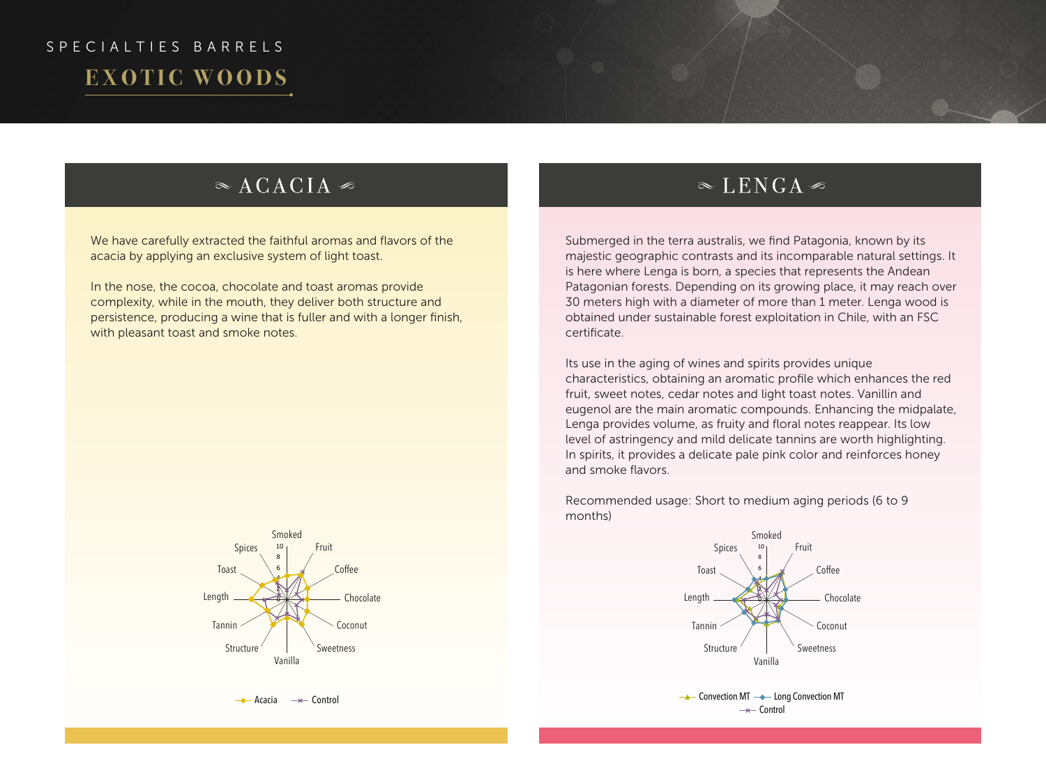SPECIALTIES BARRELS

# EXOTIC WOODS

## ACACIA

We have carefully extracted the faithful aromas and flavors of the acacia by applying an exclusive system of light toast.

In the nose, the cocoa, chocolate and toast aromas provide complexity, while in the mouth, they deliver both structure and persistence, producing a wine that is fuller and with a longer finish, with pleasant toast and smoke notes.

Smoked, Fruit, Coffee, Chocolate, Coconut, Sweetness, Vanilla, Structure, Tannin, Length, Toast, Spices

Acacia — Control

## LENGA

Submerged in the terra australis, we find Patagonia, known by its majestic geographic contrasts and its incomparable natural settings. It is here where Lenga is born, a species that represents the Andean Patagonian forests. Depending on its growing place, it may reach over 30 meters high with a diameter of more than 1 meter. Lenga wood is obtained under sustainable forest exploitation in Chile, with an FSC certificate.

Its use in the aging of wines and spirits provides unique characteristics, obtaining an aromatic profile which enhances the red fruit, sweet notes, cedar notes and light toast notes. Vanillin and eugenol are the main aromatic compounds. Enhancing the midpalate, Lenga provides volume, as fruity and floral notes reappear. Its low level of astringency and mild delicate tannins are worth highlighting. In spirits, it provides a delicate pale pink color and reinforces honey and smoke flavors.

Recommended usage: Short to medium aging periods (6 to 9 months)

Smoked, Fruit, Coffee, Chocolate, Coconut, Sweetness, Vanilla, Structure, Tannin, Length, Toast, Spices

Convection MT — Long Convection MT — Control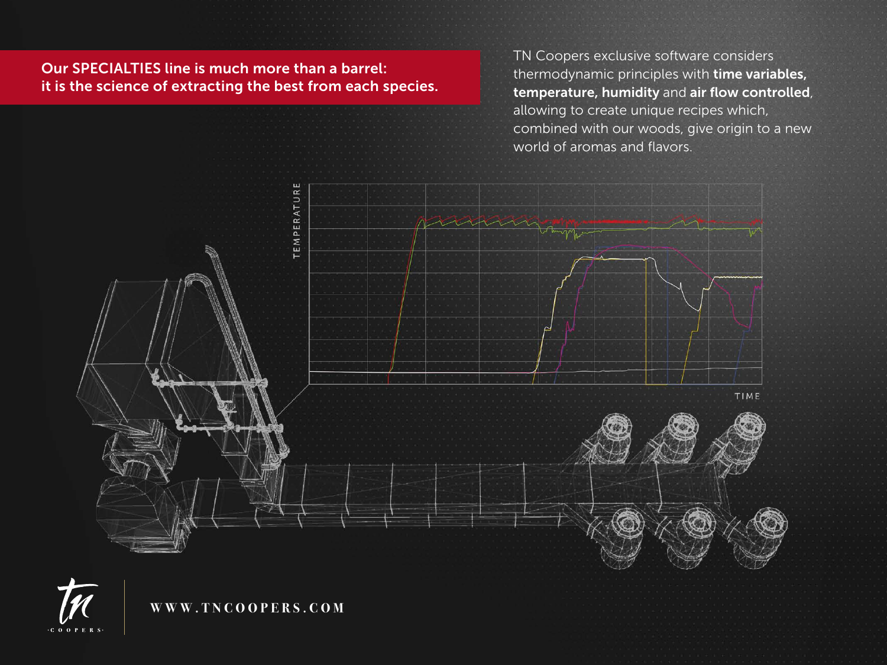**Our SPECIALTIES line is much more than a barrel: it is the science of extracting the best from each species.**

TN Coopers exclusive software considers thermodynamic principles with **time variables, temperature, humidity** and **air flow controlled**, allowing to create unique recipes which, combined with our woods, give origin to a new world of aromas and flavors.

TEMPERATURE

TIME

WWW.TNCOOPERS.COM